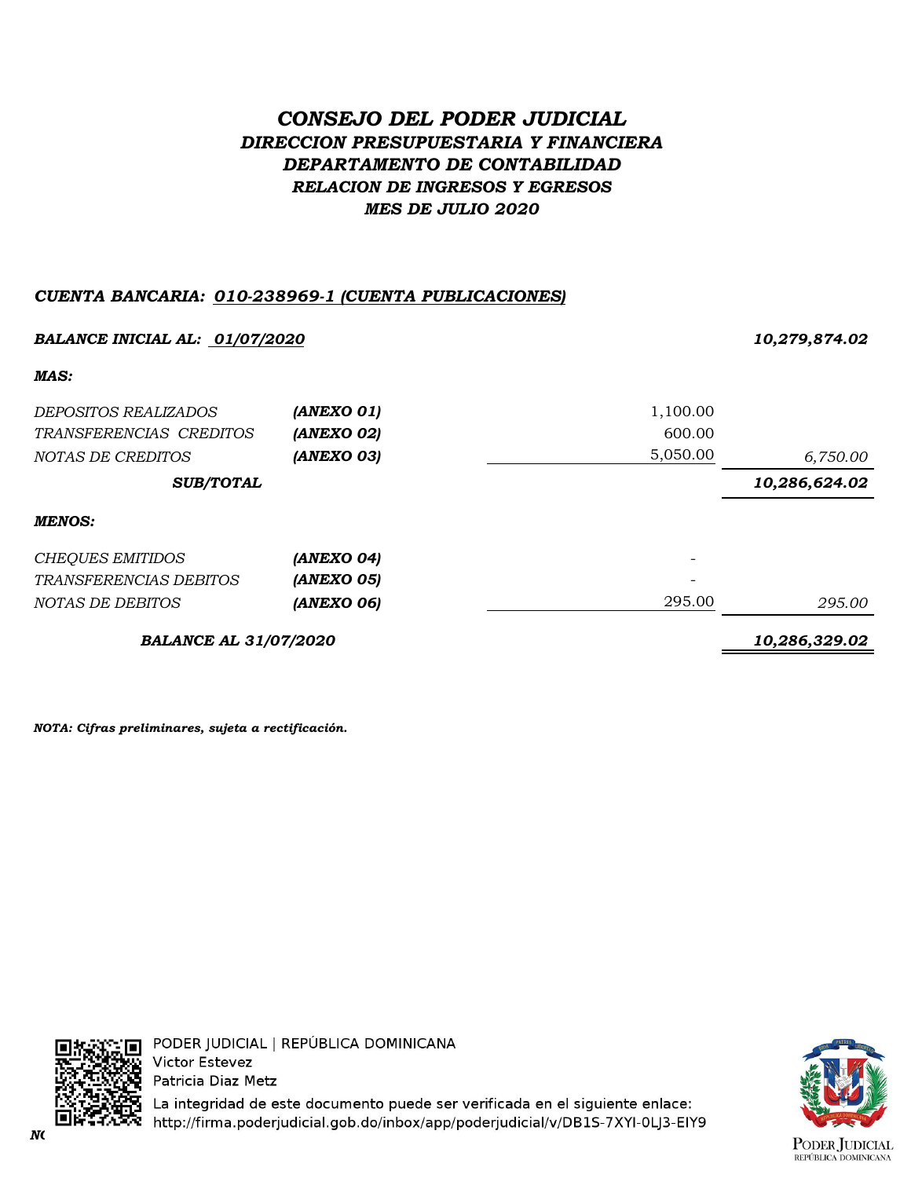# *CONSEJO DEL PODER JUDICIAL*

## *DIRECCION PRESUPUESTARIA Y FINANCIERA*
## *DEPARTAMENTO DE CONTABILIDAD*
## *RELACION DE INGRESOS Y EGRESOS*
## *MES DE JULIO 2020*

***CUENTA BANCARIA: 010-238969-1 (CUENTA PUBLICACIONES)***

| | | | |
|---|---|---|---|
| ***BALANCE INICIAL AL: 01/07/2020*** | | | ***10,279,874.02*** |
| ***MAS:*** | | | |
| *DEPOSITOS REALIZADOS* | ***(ANEXO 01)*** | 1,100.00 | |
| *TRANSFERENCIAS CREDITOS* | ***(ANEXO 02)*** | 600.00 | |
| *NOTAS DE CREDITOS* | ***(ANEXO 03)*** | 5,050.00 | *6,750.00* |
| ***SUB/TOTAL*** | | | ***10,286,624.02*** |
| ***MENOS:*** | | | |
| *CHEQUES EMITIDOS* | ***(ANEXO 04)*** | - | |
| *TRANSFERENCIAS DEBITOS* | ***(ANEXO 05)*** | - | |
| *NOTAS DE DEBITOS* | ***(ANEXO 06)*** | 295.00 | *295.00* |
| ***BALANCE AL 31/07/2020*** | | | ***10,286,329.02*** |

***NOTA: Cifras preliminares, sujeta a rectificación.***

PODER JUDICIAL | REPÚBLICA DOMINICANA
Victor Estevez
Patricia Diaz Metz
La integridad de este documento puede ser verificada en el siguiente enlace:
http://firma.poderjudicial.gob.do/inbox/app/poderjudicial/v/DB1S-7XYI-0LJ3-EIY9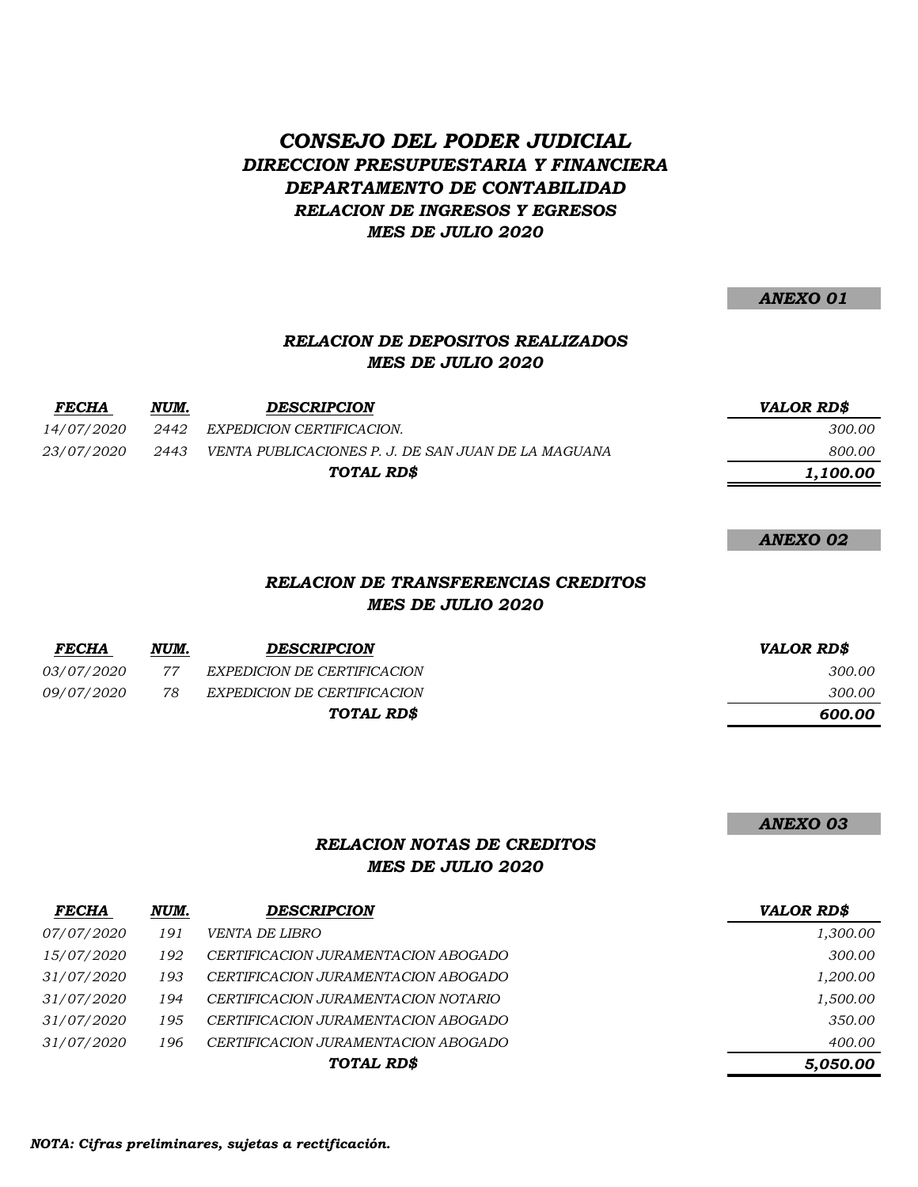# *CONSEJO DEL PODER JUDICIAL*
## *DIRECCION PRESUPUESTARIA Y FINANCIERA*
## *DEPARTAMENTO DE CONTABILIDAD*
### *RELACION DE INGRESOS Y EGRESOS*
### *MES DE JULIO 2020*

***ANEXO 01***

### *RELACION DE DEPOSITOS REALIZADOS*
### *MES DE JULIO 2020*

| *FECHA* | *NUM.* | *DESCRIPCION* | *VALOR RD$* |
|---|---|---|---|
| *14/07/2020* | *2442* | *EXPEDICION CERTIFICACION.* | *300.00* |
| *23/07/2020* | *2443* | *VENTA PUBLICACIONES P. J. DE SAN JUAN DE LA MAGUANA* | *800.00* |
| | | ***TOTAL RD$*** | ***1,100.00*** |

***ANEXO 02***

### *RELACION DE TRANSFERENCIAS CREDITOS*
### *MES DE JULIO 2020*

| *FECHA* | *NUM.* | *DESCRIPCION* | *VALOR RD$* |
|---|---|---|---|
| *03/07/2020* | *77* | *EXPEDICION DE CERTIFICACION* | *300.00* |
| *09/07/2020* | *78* | *EXPEDICION DE CERTIFICACION* | *300.00* |
| | | ***TOTAL RD$*** | ***600.00*** |

***ANEXO 03***

### *RELACION NOTAS DE CREDITOS*
### *MES DE JULIO 2020*

| *FECHA* | *NUM.* | *DESCRIPCION* | *VALOR RD$* |
|---|---|---|---|
| *07/07/2020* | *191* | *VENTA DE LIBRO* | *1,300.00* |
| *15/07/2020* | *192* | *CERTIFICACION JURAMENTACION ABOGADO* | *300.00* |
| *31/07/2020* | *193* | *CERTIFICACION JURAMENTACION ABOGADO* | *1,200.00* |
| *31/07/2020* | *194* | *CERTIFICACION JURAMENTACION NOTARIO* | *1,500.00* |
| *31/07/2020* | *195* | *CERTIFICACION JURAMENTACION ABOGADO* | *350.00* |
| *31/07/2020* | *196* | *CERTIFICACION JURAMENTACION ABOGADO* | *400.00* |
| | | ***TOTAL RD$*** | ***5,050.00*** |

***NOTA: Cifras preliminares, sujetas a rectificación.***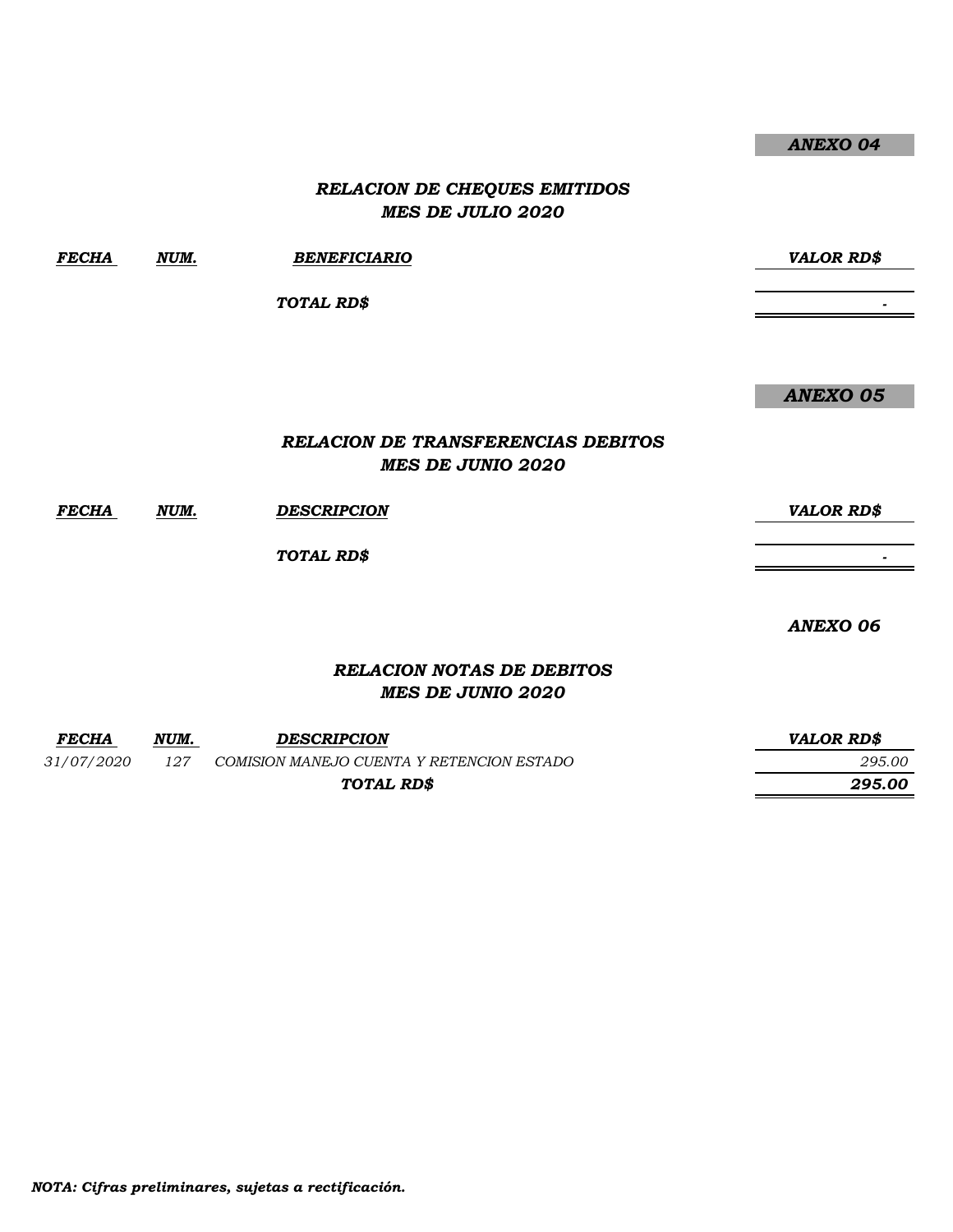*ANEXO 04*

### *RELACION DE CHEQUES EMITIDOS*
### *MES DE JULIO 2020*

| *FECHA* | *NUM.* | *BENEFICIARIO* | *VALOR RD$* |
|---|---|---|---|
| | | ***TOTAL RD$*** | - |

*ANEXO 05*

### *RELACION DE TRANSFERENCIAS DEBITOS*
### *MES DE JUNIO 2020*

| *FECHA* | *NUM.* | *DESCRIPCION* | *VALOR RD$* |
|---|---|---|---|
| | | ***TOTAL RD$*** | - |

*ANEXO 06*

### *RELACION NOTAS DE DEBITOS*
### *MES DE JUNIO 2020*

| *FECHA* | *NUM.* | *DESCRIPCION* | *VALOR RD$* |
|---|---|---|---|
| *31/07/2020* | *127* | *COMISION MANEJO CUENTA Y RETENCION ESTADO* | *295.00* |
| | | ***TOTAL RD$*** | ***295.00*** |

***NOTA: Cifras preliminares, sujetas a rectificación.***